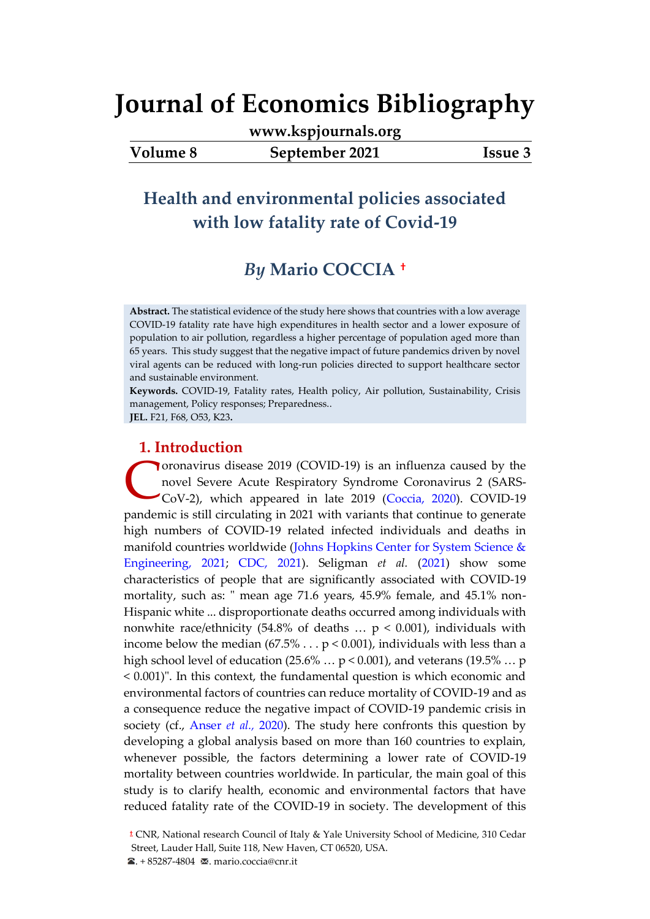# Journal of Economics Bibliography

**www.kspjournals.org**

**Volume 8 September 2021 Issue 3**

## Health and environmental policies associated with low fatality rate of Covid-19

### *By* Mario COCCIA [†]

**Abstract.** The statistical evidence of the study here shows that countries with a low average COVID-19 fatality rate have high expenditures in health sector and a lower exposure of population to air pollution, regardless a higher percentage of population aged more than 65 years. This study suggest that the negative impact of future pandemics driven by novel viral agents can be reduced with long-run policies directed to support healthcare sector and sustainable environment.

**Keywords.** COVID-19, Fatality rates, Health policy, Air pollution, Sustainability, Crisis management, Policy responses; Preparedness..

**JEL.** F21, F68, O53, K23.

## 1. Introduction

Coronavirus disease 2019 (COVID-19) is an influenza caused by the novel Severe Acute Respiratory Syndrome Coronavirus 2 (SARS-CoV-2), which appeared in late 2019 (Coccia, 2020). COVID-19 pandemic is still circulating in 2021 with variants that continue to generate high numbers of COVID-19 related infected individuals and deaths in manifold countries worldwide (Johns Hopkins Center for System Science & Engineering, 2021; CDC, 2021). Seligman *et al.* (2021) show some characteristics of people that are significantly associated with COVID-19 mortality, such as: " mean age 71.6 years, 45.9% female, and 45.1% non-Hispanic white ... disproportionate deaths occurred among individuals with nonwhite race/ethnicity (54.8% of deaths … p < 0.001), individuals with income below the median (67.5% . . . p < 0.001), individuals with less than a high school level of education (25.6% … p < 0.001), and veterans (19.5% … p < 0.001)". In this context, the fundamental question is which economic and environmental factors of countries can reduce mortality of COVID-19 and as a consequence reduce the negative impact of COVID-19 pandemic crisis in society (cf., Anser *et al.,* 2020). The study here confronts this question by developing a global analysis based on more than 160 countries to explain, whenever possible, the factors determining a lower rate of COVID-19 mortality between countries worldwide. In particular, the main goal of this study is to clarify health, economic and environmental factors that have reduced fatality rate of the COVID-19 in society. The development of this

[†] CNR, National research Council of Italy & Yale University School of Medicine, 310 Cedar Street, Lauder Hall, Suite 118, New Haven, CT 06520, USA.
☎. + 85287-4804 ✉. mario.coccia@cnr.it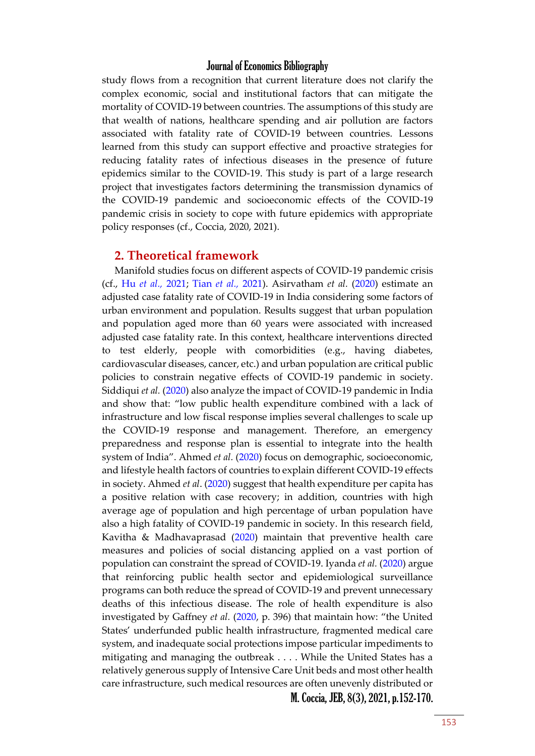study flows from a recognition that current literature does not clarify the complex economic, social and institutional factors that can mitigate the mortality of COVID-19 between countries. The assumptions of this study are that wealth of nations, healthcare spending and air pollution are factors associated with fatality rate of COVID-19 between countries. Lessons learned from this study can support effective and proactive strategies for reducing fatality rates of infectious diseases in the presence of future epidemics similar to the COVID-19. This study is part of a large research project that investigates factors determining the transmission dynamics of the COVID-19 pandemic and socioeconomic effects of the COVID-19 pandemic crisis in society to cope with future epidemics with appropriate policy responses (cf., Coccia, 2020, 2021).

## 2. Theoretical framework

Manifold studies focus on different aspects of COVID-19 pandemic crisis (cf., Hu *et al.,* 2021; Tian *et al.,* 2021). Asirvatham *et al.* (2020) estimate an adjusted case fatality rate of COVID-19 in India considering some factors of urban environment and population. Results suggest that urban population and population aged more than 60 years were associated with increased adjusted case fatality rate. In this context, healthcare interventions directed to test elderly, people with comorbidities (e.g., having diabetes, cardiovascular diseases, cancer, etc.) and urban population are critical public policies to constrain negative effects of COVID-19 pandemic in society. Siddiqui *et al.* (2020) also analyze the impact of COVID-19 pandemic in India and show that: "low public health expenditure combined with a lack of infrastructure and low fiscal response implies several challenges to scale up the COVID-19 response and management. Therefore, an emergency preparedness and response plan is essential to integrate into the health system of India". Ahmed *et al.* (2020) focus on demographic, socioeconomic, and lifestyle health factors of countries to explain different COVID-19 effects in society. Ahmed *et al*. (2020) suggest that health expenditure per capita has a positive relation with case recovery; in addition, countries with high average age of population and high percentage of urban population have also a high fatality of COVID-19 pandemic in society. In this research field, Kavitha & Madhavaprasad (2020) maintain that preventive health care measures and policies of social distancing applied on a vast portion of population can constraint the spread of COVID-19. Iyanda *et al.* (2020) argue that reinforcing public health sector and epidemiological surveillance programs can both reduce the spread of COVID-19 and prevent unnecessary deaths of this infectious disease. The role of health expenditure is also investigated by Gaffney *et al.* (2020, p. 396) that maintain how: "the United States' underfunded public health infrastructure, fragmented medical care system, and inadequate social protections impose particular impediments to mitigating and managing the outbreak . . . . While the United States has a relatively generous supply of Intensive Care Unit beds and most other health care infrastructure, such medical resources are often unevenly distributed or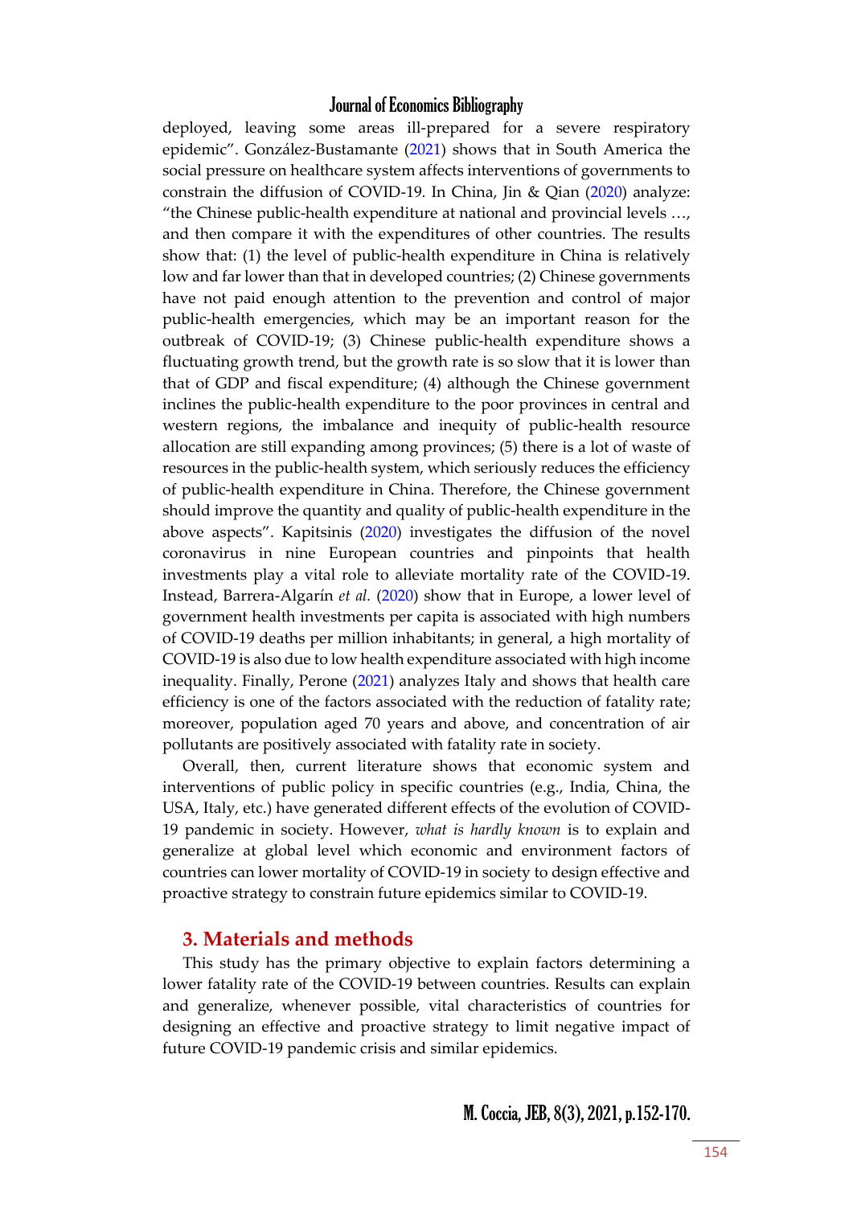deployed, leaving some areas ill-prepared for a severe respiratory epidemic". González-Bustamante (2021) shows that in South America the social pressure on healthcare system affects interventions of governments to constrain the diffusion of COVID-19. In China, Jin & Qian (2020) analyze: "the Chinese public-health expenditure at national and provincial levels …, and then compare it with the expenditures of other countries. The results show that: (1) the level of public-health expenditure in China is relatively low and far lower than that in developed countries; (2) Chinese governments have not paid enough attention to the prevention and control of major public-health emergencies, which may be an important reason for the outbreak of COVID-19; (3) Chinese public-health expenditure shows a fluctuating growth trend, but the growth rate is so slow that it is lower than that of GDP and fiscal expenditure; (4) although the Chinese government inclines the public-health expenditure to the poor provinces in central and western regions, the imbalance and inequity of public-health resource allocation are still expanding among provinces; (5) there is a lot of waste of resources in the public-health system, which seriously reduces the efficiency of public-health expenditure in China. Therefore, the Chinese government should improve the quantity and quality of public-health expenditure in the above aspects". Kapitsinis (2020) investigates the diffusion of the novel coronavirus in nine European countries and pinpoints that health investments play a vital role to alleviate mortality rate of the COVID-19. Instead, Barrera-Algarín *et al.* (2020) show that in Europe, a lower level of government health investments per capita is associated with high numbers of COVID-19 deaths per million inhabitants; in general, a high mortality of COVID-19 is also due to low health expenditure associated with high income inequality. Finally, Perone (2021) analyzes Italy and shows that health care efficiency is one of the factors associated with the reduction of fatality rate; moreover, population aged 70 years and above, and concentration of air pollutants are positively associated with fatality rate in society.

Overall, then, current literature shows that economic system and interventions of public policy in specific countries (e.g., India, China, the USA, Italy, etc.) have generated different effects of the evolution of COVID-19 pandemic in society. However, *what is hardly known* is to explain and generalize at global level which economic and environment factors of countries can lower mortality of COVID-19 in society to design effective and proactive strategy to constrain future epidemics similar to COVID-19.

## 3. Materials and methods

This study has the primary objective to explain factors determining a lower fatality rate of the COVID-19 between countries. Results can explain and generalize, whenever possible, vital characteristics of countries for designing an effective and proactive strategy to limit negative impact of future COVID-19 pandemic crisis and similar epidemics.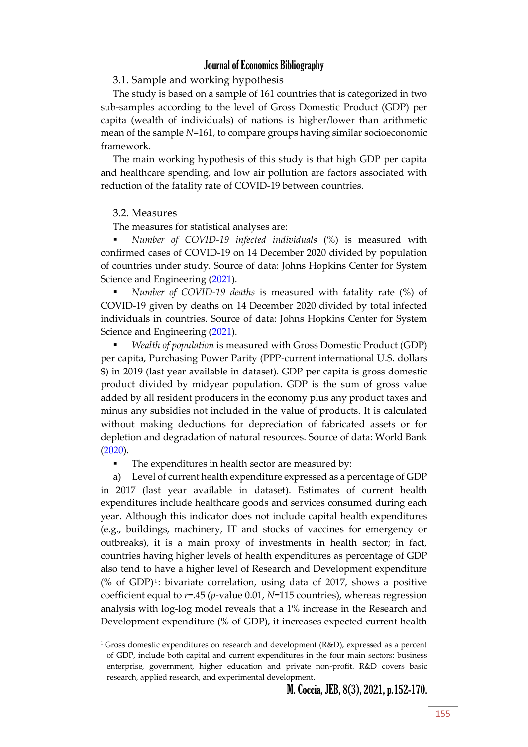### 3.1. Sample and working hypothesis

The study is based on a sample of 161 countries that is categorized in two sub-samples according to the level of Gross Domestic Product (GDP) per capita (wealth of individuals) of nations is higher/lower than arithmetic mean of the sample $N$=161, to compare groups having similar socioeconomic framework.

The main working hypothesis of this study is that high GDP per capita and healthcare spending, and low air pollution are factors associated with reduction of the fatality rate of COVID-19 between countries.

### 3.2. Measures

The measures for statistical analyses are:

- *Number of COVID-19 infected individuals* (%) is measured with confirmed cases of COVID-19 on 14 December 2020 divided by population of countries under study. Source of data: Johns Hopkins Center for System Science and Engineering (2021).
- *Number of COVID-19 deaths* is measured with fatality rate (%) of COVID-19 given by deaths on 14 December 2020 divided by total infected individuals in countries. Source of data: Johns Hopkins Center for System Science and Engineering (2021).
- *Wealth of population* is measured with Gross Domestic Product (GDP) per capita, Purchasing Power Parity (PPP-current international U.S. dollars $) in 2019 (last year available in dataset). GDP per capita is gross domestic product divided by midyear population. GDP is the sum of gross value added by all resident producers in the economy plus any product taxes and minus any subsidies not included in the value of products. It is calculated without making deductions for depreciation of fabricated assets or for depletion and degradation of natural resources. Source of data: World Bank (2020).
- The expenditures in health sector are measured by:

a) Level of current health expenditure expressed as a percentage of GDP in 2017 (last year available in dataset). Estimates of current health expenditures include healthcare goods and services consumed during each year. Although this indicator does not include capital health expenditures (e.g., buildings, machinery, IT and stocks of vaccines for emergency or outbreaks), it is a main proxy of investments in health sector; in fact, countries having higher levels of health expenditures as percentage of GDP also tend to have a higher level of Research and Development expenditure (% of GDP)[1]: bivariate correlation, using data of 2017, shows a positive coefficient equal to $r$=.45 ($p$-value 0.01, $N$=115 countries), whereas regression analysis with log-log model reveals that a 1% increase in the Research and Development expenditure (% of GDP), it increases expected current health

[1] Gross domestic expenditures on research and development (R&D), expressed as a percent of GDP, include both capital and current expenditures in the four main sectors: business enterprise, government, higher education and private non-profit. R&D covers basic research, applied research, and experimental development.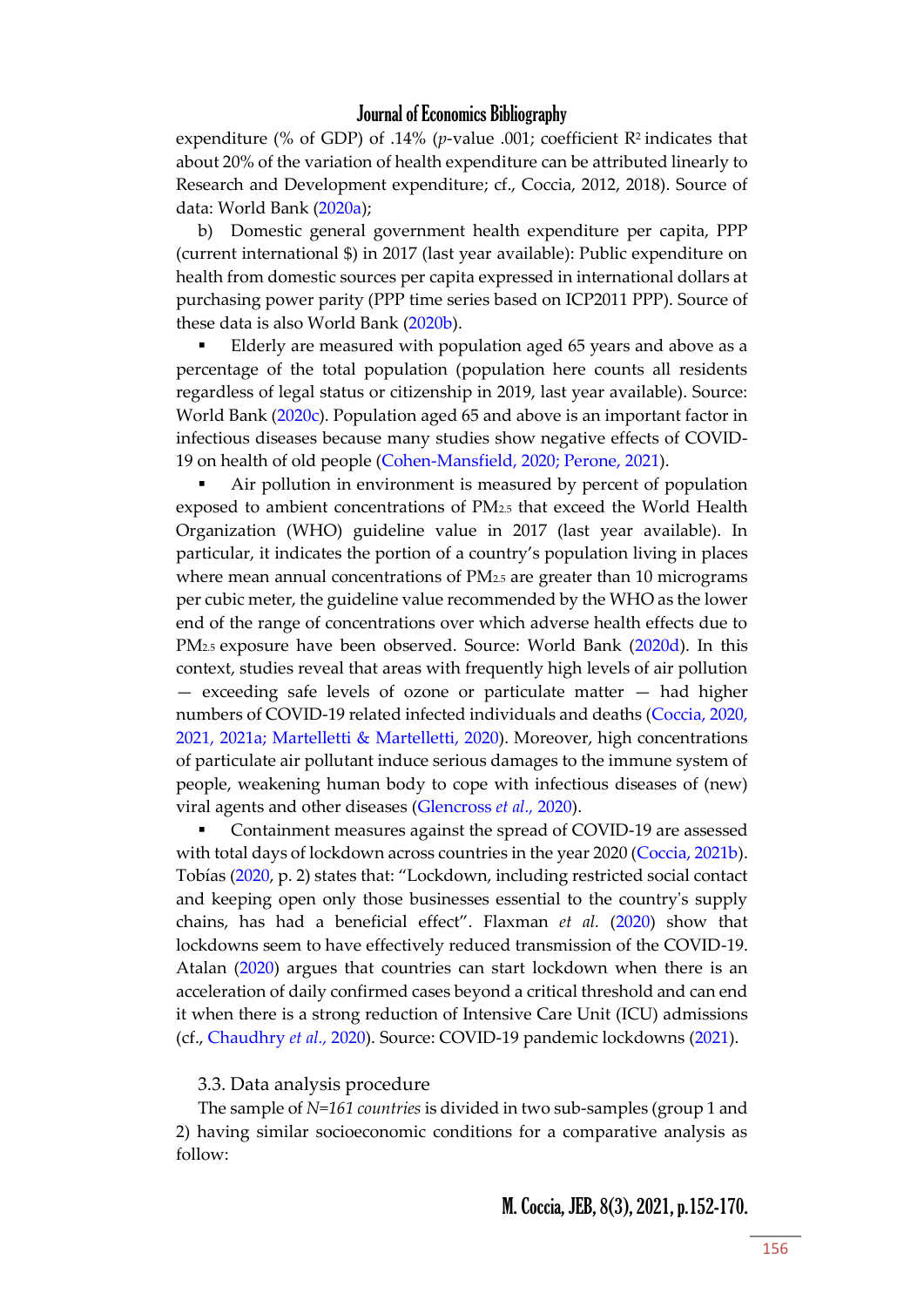expenditure (% of GDP) of .14% ($p$-value .001; coefficient $R^2$ indicates that about 20% of the variation of health expenditure can be attributed linearly to Research and Development expenditure; cf., Coccia, 2012, 2018). Source of data: World Bank (2020a);

b) Domestic general government health expenditure per capita, PPP (current international $) in 2017 (last year available): Public expenditure on health from domestic sources per capita expressed in international dollars at purchasing power parity (PPP time series based on ICP2011 PPP). Source of these data is also World Bank (2020b).

- Elderly are measured with population aged 65 years and above as a percentage of the total population (population here counts all residents regardless of legal status or citizenship in 2019, last year available). Source: World Bank (2020c). Population aged 65 and above is an important factor in infectious diseases because many studies show negative effects of COVID-19 on health of old people (Cohen-Mansfield, 2020; Perone, 2021).
- Air pollution in environment is measured by percent of population exposed to ambient concentrations of $PM_{2.5}$ that exceed the World Health Organization (WHO) guideline value in 2017 (last year available). In particular, it indicates the portion of a country's population living in places where mean annual concentrations of $PM_{2.5}$ are greater than 10 micrograms per cubic meter, the guideline value recommended by the WHO as the lower end of the range of concentrations over which adverse health effects due to $PM_{2.5}$ exposure have been observed. Source: World Bank (2020d). In this context, studies reveal that areas with frequently high levels of air pollution — exceeding safe levels of ozone or particulate matter — had higher numbers of COVID-19 related infected individuals and deaths (Coccia, 2020, 2021, 2021a; Martelletti & Martelletti, 2020). Moreover, high concentrations of particulate air pollutant induce serious damages to the immune system of people, weakening human body to cope with infectious diseases of (new) viral agents and other diseases (Glencross *et al.,* 2020).
- Containment measures against the spread of COVID-19 are assessed with total days of lockdown across countries in the year 2020 (Coccia, 2021b). Tobías (2020, p. 2) states that: "Lockdown, including restricted social contact and keeping open only those businesses essential to the country's supply chains, has had a beneficial effect". Flaxman *et al.* (2020) show that lockdowns seem to have effectively reduced transmission of the COVID-19. Atalan (2020) argues that countries can start lockdown when there is an acceleration of daily confirmed cases beyond a critical threshold and can end it when there is a strong reduction of Intensive Care Unit (ICU) admissions (cf., Chaudhry *et al.,* 2020). Source: COVID-19 pandemic lockdowns (2021).

### 3.3. Data analysis procedure

The sample of *N=161 countries* is divided in two sub-samples (group 1 and 2) having similar socioeconomic conditions for a comparative analysis as follow: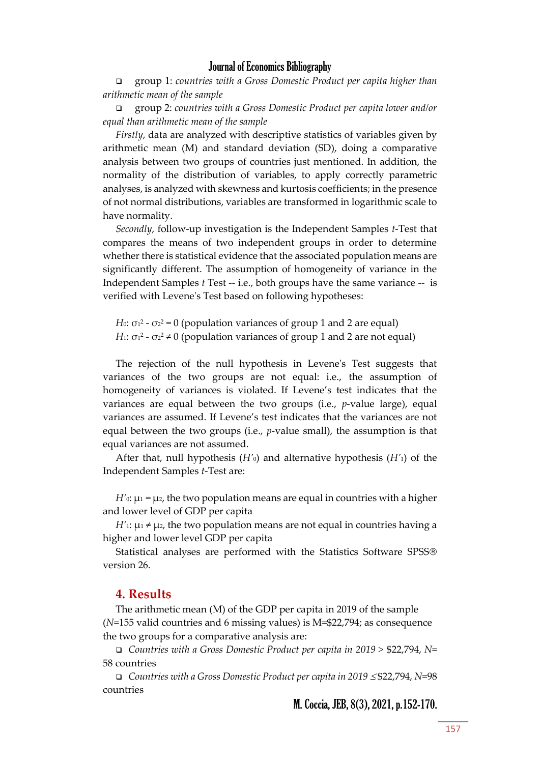- group 1: *countries with a Gross Domestic Product per capita higher than arithmetic mean of the sample*
- group 2: *countries with a Gross Domestic Product per capita lower and/or equal than arithmetic mean of the sample*

*Firstly*, data are analyzed with descriptive statistics of variables given by arithmetic mean (M) and standard deviation (SD), doing a comparative analysis between two groups of countries just mentioned. In addition, the normality of the distribution of variables, to apply correctly parametric analyses, is analyzed with skewness and kurtosis coefficients; in the presence of not normal distributions, variables are transformed in logarithmic scale to have normality.

*Secondly*, follow-up investigation is the Independent Samples *t*-Test that compares the means of two independent groups in order to determine whether there is statistical evidence that the associated population means are significantly different. The assumption of homogeneity of variance in the Independent Samples *t* Test -- i.e., both groups have the same variance -- is verified with Levene's Test based on following hypotheses:

$H_0$: $\sigma_1^2 - \sigma_2^2 = 0$ (population variances of group 1 and 2 are equal)
$H_1$: $\sigma_1^2 - \sigma_2^2 \neq 0$ (population variances of group 1 and 2 are not equal)

The rejection of the null hypothesis in Levene's Test suggests that variances of the two groups are not equal: i.e., the assumption of homogeneity of variances is violated. If Levene's test indicates that the variances are equal between the two groups (i.e., *p*-value large), equal variances are assumed. If Levene's test indicates that the variances are not equal between the two groups (i.e., *p*-value small), the assumption is that equal variances are not assumed.

After that, null hypothesis ($H'_0$) and alternative hypothesis ($H'_1$) of the Independent Samples *t*-Test are:

$H'_0$: $\mu_1 = \mu_2$, the two population means are equal in countries with a higher and lower level of GDP per capita
$H'_1$: $\mu_1 \neq \mu_2$, the two population means are not equal in countries having a higher and lower level GDP per capita

Statistical analyses are performed with the Statistics Software SPSS® version 26.

## 4. Results

The arithmetic mean (M) of the GDP per capita in 2019 of the sample (*N*=155 valid countries and 6 missing values) is M=$22,794; as consequence the two groups for a comparative analysis are:

- *Countries with a Gross Domestic Product per capita in 2019* > $22,794, *N*= 58 countries
- *Countries with a Gross Domestic Product per capita in 2019* ≤ $22,794, *N*=98 countries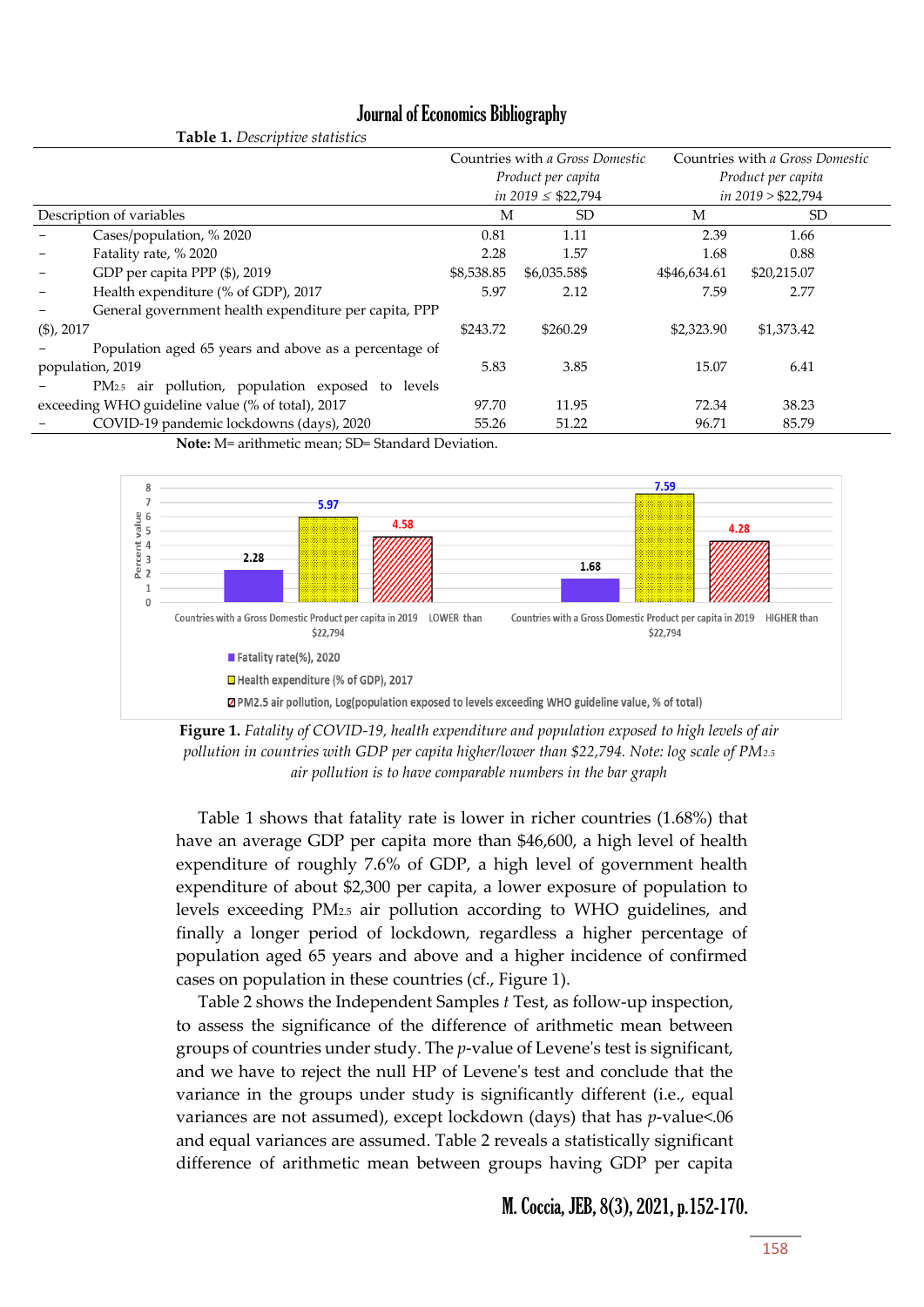**Table 1.** *Descriptive statistics*

| Description of variables | Countries with *a Gross Domestic Product per capita in 2019 ≤ $22,794* | | Countries with *a Gross Domestic Product per capita in 2019 > $22,794* | |
|---|---|---|---|---|
| | M | SD | M | SD |
| – Cases/population, % 2020 | 0.81 | 1.11 | 2.39 | 1.66 |
| – Fatality rate, % 2020 | 2.28 | 1.57 | 1.68 | 0.88 |
| – GDP per capita PPP ($), 2019 | $8,538.85 | $6,035.58$ | 4$46,634.61 | $20,215.07 |
| – Health expenditure (% of GDP), 2017 | 5.97 | 2.12 | 7.59 | 2.77 |
| – General government health expenditure per capita, PPP ($), 2017 | $243.72 | $260.29 | $2,323.90 | $1,373.42 |
| – Population aged 65 years and above as a percentage of population, 2019 | 5.83 | 3.85 | 15.07 | 6.41 |
| – $PM_{2.5}$ air pollution, population exposed to levels exceeding WHO guideline value (% of total), 2017 | 97.70 | 11.95 | 72.34 | 38.23 |
| – COVID-19 pandemic lockdowns (days), 2020 | 55.26 | 51.22 | 96.71 | 85.79 |

**Note:** M= arithmetic mean; SD= Standard Deviation.

**Figure 1.** *Fatality of COVID-19, health expenditure and population exposed to high levels of air pollution in countries with GDP per capita higher/lower than $22,794. Note: log scale of $PM_{2.5}$ air pollution is to have comparable numbers in the bar graph*

Table 1 shows that fatality rate is lower in richer countries (1.68%) that have an average GDP per capita more than $46,600, a high level of health expenditure of roughly 7.6% of GDP, a high level of government health expenditure of about $2,300 per capita, a lower exposure of population to levels exceeding $PM_{2.5}$ air pollution according to WHO guidelines, and finally a longer period of lockdown, regardless a higher percentage of population aged 65 years and above and a higher incidence of confirmed cases on population in these countries (cf., Figure 1).

Table 2 shows the Independent Samples *t* Test, as follow-up inspection, to assess the significance of the difference of arithmetic mean between groups of countries under study. The *p*-value of Levene's test is significant, and we have to reject the null HP of Levene's test and conclude that the variance in the groups under study is significantly different (i.e., equal variances are not assumed), except lockdown (days) that has *p*-value<.06 and equal variances are assumed. Table 2 reveals a statistically significant difference of arithmetic mean between groups having GDP per capita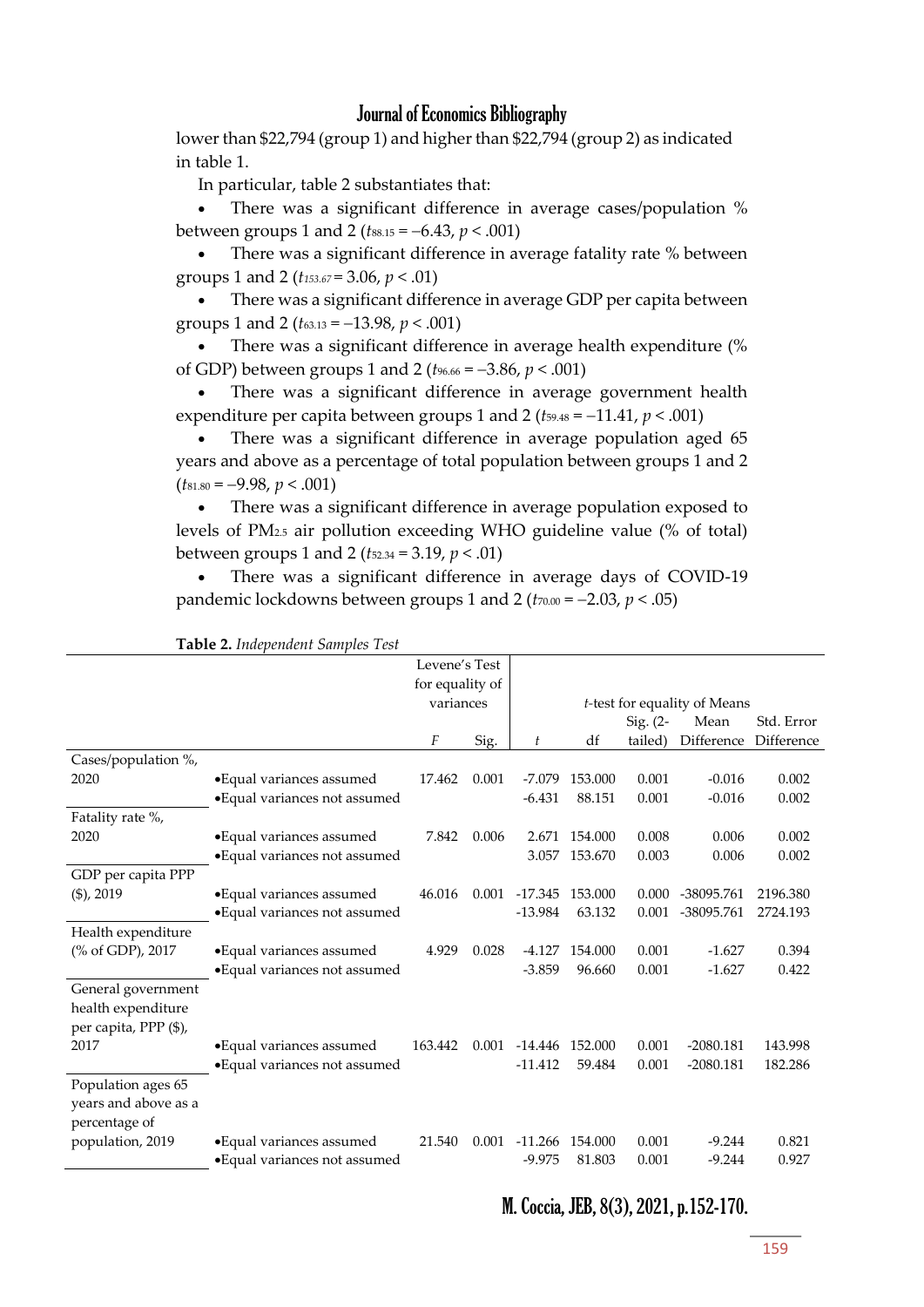lower than \$22,794 (group 1) and higher than \$22,794 (group 2) as indicated in table 1.

In particular, table 2 substantiates that:

- There was a significant difference in average cases/population % between groups 1 and 2 ($t_{88.15} = -6.43$, $p < .001$)
- There was a significant difference in average fatality rate % between groups 1 and 2 ($t_{153.67} = 3.06$, $p < .01$)
- There was a significant difference in average GDP per capita between groups 1 and 2 ($t_{63.13} = -13.98$, $p < .001$)
- There was a significant difference in average health expenditure (% of GDP) between groups 1 and 2 ($t_{96.66} = -3.86$, $p < .001$)
- There was a significant difference in average government health expenditure per capita between groups 1 and 2 ($t_{59.48} = -11.41$, $p < .001$)
- There was a significant difference in average population aged 65 years and above as a percentage of total population between groups 1 and 2 ($t_{81.80} = -9.98$, $p < .001$)
- There was a significant difference in average population exposed to levels of $PM_{2.5}$ air pollution exceeding WHO guideline value (% of total) between groups 1 and 2 ($t_{52.34} = 3.19$, $p < .01$)
- There was a significant difference in average days of COVID-19 pandemic lockdowns between groups 1 and 2 ($t_{70.00} = -2.03$, $p < .05$)

**Table 2.** *Independent Samples Test*

| | | Levene's Test for equality of variances | | *t*-test for equality of Means | | | | |
|---|---|---|---|---|---|---|---|---|
| | | *F* | Sig. | *t* | df | Sig. (2-tailed) | Mean Difference | Std. Error Difference |
| Cases/population %, 2020 | •Equal variances assumed | 17.462 | 0.001 | -7.079 | 153.000 | 0.001 | -0.016 | 0.002 |
| | •Equal variances not assumed | | | -6.431 | 88.151 | 0.001 | -0.016 | 0.002 |
| Fatality rate %, 2020 | •Equal variances assumed | 7.842 | 0.006 | 2.671 | 154.000 | 0.008 | 0.006 | 0.002 |
| | •Equal variances not assumed | | | 3.057 | 153.670 | 0.003 | 0.006 | 0.002 |
| GDP per capita PPP (\$), 2019 | •Equal variances assumed | 46.016 | 0.001 | -17.345 | 153.000 | 0.000 | -38095.761 | 2196.380 |
| | •Equal variances not assumed | | | -13.984 | 63.132 | 0.001 | -38095.761 | 2724.193 |
| Health expenditure (% of GDP), 2017 | •Equal variances assumed | 4.929 | 0.028 | -4.127 | 154.000 | 0.001 | -1.627 | 0.394 |
| | •Equal variances not assumed | | | -3.859 | 96.660 | 0.001 | -1.627 | 0.422 |
| General government health expenditure per capita, PPP (\$), 2017 | •Equal variances assumed | 163.442 | 0.001 | -14.446 | 152.000 | 0.001 | -2080.181 | 143.998 |
| | •Equal variances not assumed | | | -11.412 | 59.484 | 0.001 | -2080.181 | 182.286 |
| Population ages 65 years and above as a percentage of population, 2019 | •Equal variances assumed | 21.540 | 0.001 | -11.266 | 154.000 | 0.001 | -9.244 | 0.821 |
| | •Equal variances not assumed | | | -9.975 | 81.803 | 0.001 | -9.244 | 0.927 |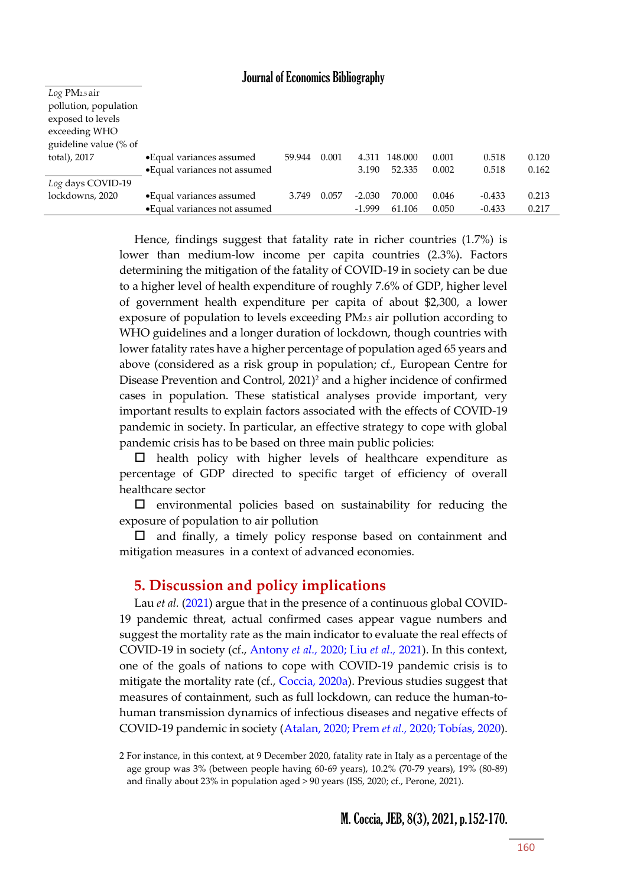| | | | | | | | | |
|---|---|---|---|---|---|---|---|---|
| *Log* $PM_{2.5}$ air pollution, population exposed to levels exceeding WHO guideline value (% of total), 2017 | •Equal variances assumed | 59.944 | 0.001 | 4.311 | 148.000 | 0.001 | 0.518 | 0.120 |
| | •Equal variances not assumed | | | 3.190 | 52.335 | 0.002 | 0.518 | 0.162 |
| *Log* days COVID-19 lockdowns, 2020 | •Equal variances assumed | 3.749 | 0.057 | -2.030 | 70.000 | 0.046 | -0.433 | 0.213 |
| | •Equal variances not assumed | | | -1.999 | 61.106 | 0.050 | -0.433 | 0.217 |

Hence, findings suggest that fatality rate in richer countries (1.7%) is lower than medium-low income per capita countries (2.3%). Factors determining the mitigation of the fatality of COVID-19 in society can be due to a higher level of health expenditure of roughly 7.6% of GDP, higher level of government health expenditure per capita of about $2,300, a lower exposure of population to levels exceeding $PM_{2.5}$ air pollution according to WHO guidelines and a longer duration of lockdown, though countries with lower fatality rates have a higher percentage of population aged 65 years and above (considered as a risk group in population; cf., European Centre for Disease Prevention and Control, 2021)[2] and a higher incidence of confirmed cases in population. These statistical analyses provide important, very important results to explain factors associated with the effects of COVID-19 pandemic in society. In particular, an effective strategy to cope with global pandemic crisis has to be based on three main public policies:

- health policy with higher levels of healthcare expenditure as percentage of GDP directed to specific target of efficiency of overall healthcare sector
- environmental policies based on sustainability for reducing the exposure of population to air pollution
- and finally, a timely policy response based on containment and mitigation measures in a context of advanced economies.

## 5. Discussion and policy implications

Lau *et al.* (2021) argue that in the presence of a continuous global COVID-19 pandemic threat, actual confirmed cases appear vague numbers and suggest the mortality rate as the main indicator to evaluate the real effects of COVID-19 in society (cf., Antony *et al.*, 2020; Liu *et al.*, 2021). In this context, one of the goals of nations to cope with COVID-19 pandemic crisis is to mitigate the mortality rate (cf., Coccia, 2020a). Previous studies suggest that measures of containment, such as full lockdown, can reduce the human-to-human transmission dynamics of infectious diseases and negative effects of COVID-19 pandemic in society (Atalan, 2020; Prem *et al.*, 2020; Tobías, 2020).

2 For instance, in this context, at 9 December 2020, fatality rate in Italy as a percentage of the age group was 3% (between people having 60-69 years), 10.2% (70-79 years), 19% (80-89) and finally about 23% in population aged > 90 years (ISS, 2020; cf., Perone, 2021).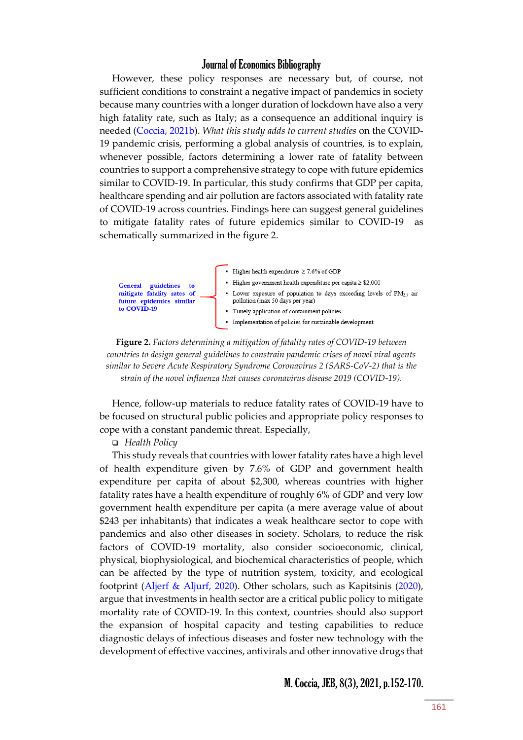However, these policy responses are necessary but, of course, not sufficient conditions to constraint a negative impact of pandemics in society because many countries with a longer duration of lockdown have also a very high fatality rate, such as Italy; as a consequence an additional inquiry is needed (Coccia, 2021b). *What this study adds to current studies* on the COVID-19 pandemic crisis, performing a global analysis of countries, is to explain, whenever possible, factors determining a lower rate of fatality between countries to support a comprehensive strategy to cope with future epidemics similar to COVID-19. In particular, this study confirms that GDP per capita, healthcare spending and air pollution are factors associated with fatality rate of COVID-19 across countries. Findings here can suggest general guidelines to mitigate fatality rates of future epidemics similar to COVID-19 as schematically summarized in the figure 2.

**General guidelines to mitigate fatality rates of future epidemics similar to COVID-19**

- Higher health expenditure ≥ 7.6% of GDP
- Higher government health expenditure per capita ≥ $2,000
- Lower exposure of population to days exceeding levels of $PM_{2.5}$ air pollution (max 50 days per year)
- Timely application of containment policies
- Implementation of policies for sustainable development

**Figure 2.** *Factors determining a mitigation of fatality rates of COVID-19 between countries to design general guidelines to constrain pandemic crises of novel viral agents similar to Severe Acute Respiratory Syndrome Coronavirus 2 (SARS-CoV-2) that is the strain of the novel influenza that causes coronavirus disease 2019 (COVID-19).*

Hence, follow-up materials to reduce fatality rates of COVID-19 have to be focused on structural public policies and appropriate policy responses to cope with a constant pandemic threat. Especially,

- *Health Policy*

This study reveals that countries with lower fatality rates have a high level of health expenditure given by 7.6% of GDP and government health expenditure per capita of about $2,300, whereas countries with higher fatality rates have a health expenditure of roughly 6% of GDP and very low government health expenditure per capita (a mere average value of about $243 per inhabitants) that indicates a weak healthcare sector to cope with pandemics and also other diseases in society. Scholars, to reduce the risk factors of COVID-19 mortality, also consider socioeconomic, clinical, physical, biophysiological, and biochemical characteristics of people, which can be affected by the type of nutrition system, toxicity, and ecological footprint (Aljerf & Aljurf, 2020). Other scholars, such as Kapitsinis (2020), argue that investments in health sector are a critical public policy to mitigate mortality rate of COVID-19. In this context, countries should also support the expansion of hospital capacity and testing capabilities to reduce diagnostic delays of infectious diseases and foster new technology with the development of effective vaccines, antivirals and other innovative drugs that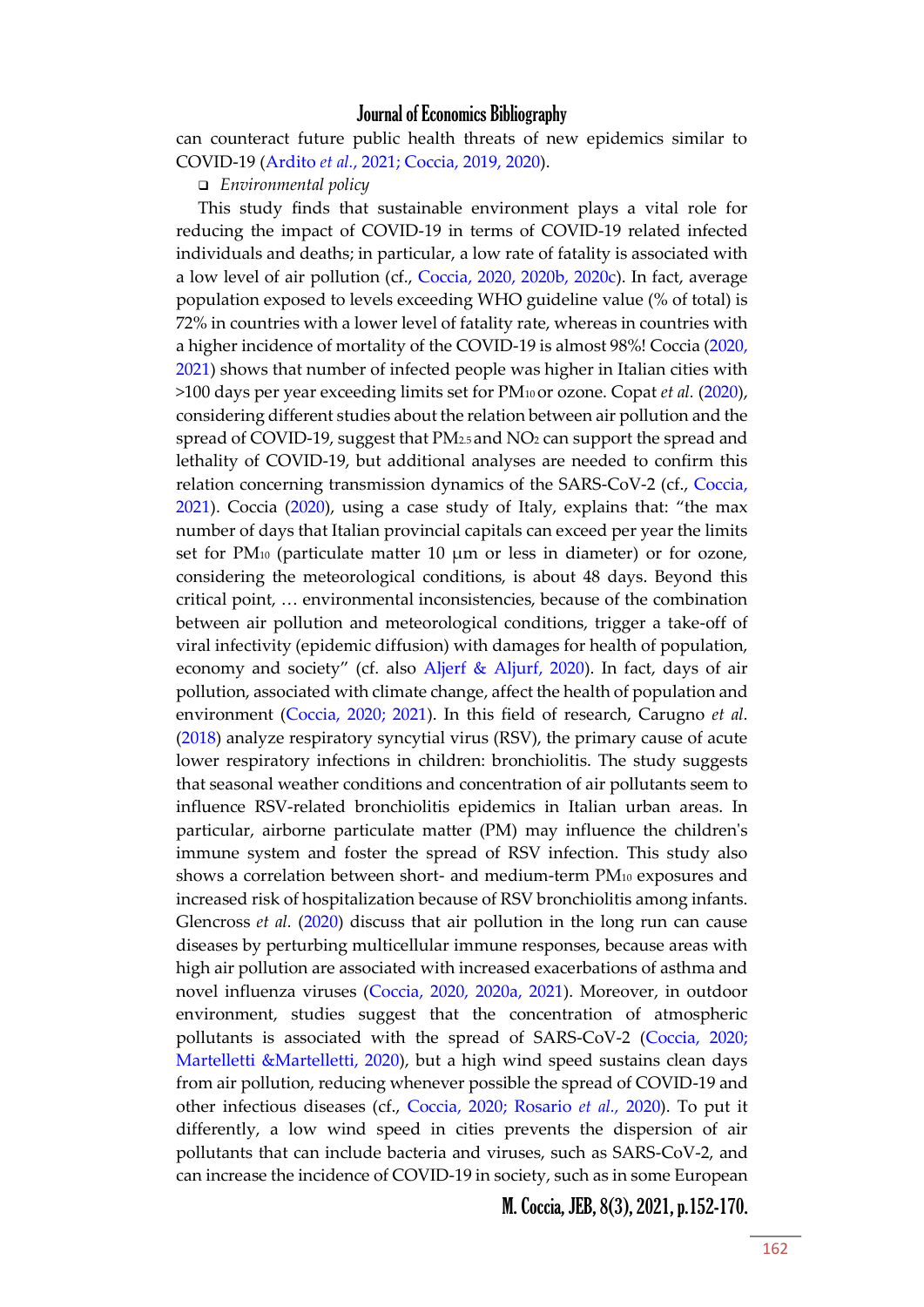can counteract future public health threats of new epidemics similar to COVID-19 (Ardito *et al.*, 2021; Coccia, 2019, 2020).

- *Environmental policy*

This study finds that sustainable environment plays a vital role for reducing the impact of COVID-19 in terms of COVID-19 related infected individuals and deaths; in particular, a low rate of fatality is associated with a low level of air pollution (cf., Coccia, 2020, 2020b, 2020c). In fact, average population exposed to levels exceeding WHO guideline value (% of total) is 72% in countries with a lower level of fatality rate, whereas in countries with a higher incidence of mortality of the COVID-19 is almost 98%! Coccia (2020, 2021) shows that number of infected people was higher in Italian cities with >100 days per year exceeding limits set for $PM_{10}$ or ozone. Copat *et al.* (2020), considering different studies about the relation between air pollution and the spread of COVID-19, suggest that $PM_{2.5}$ and $NO_2$ can support the spread and lethality of COVID-19, but additional analyses are needed to confirm this relation concerning transmission dynamics of the SARS-CoV-2 (cf., Coccia, 2021). Coccia (2020), using a case study of Italy, explains that: "the max number of days that Italian provincial capitals can exceed per year the limits set for $PM_{10}$ (particulate matter 10 μm or less in diameter) or for ozone, considering the meteorological conditions, is about 48 days. Beyond this critical point, … environmental inconsistencies, because of the combination between air pollution and meteorological conditions, trigger a take-off of viral infectivity (epidemic diffusion) with damages for health of population, economy and society" (cf. also Aljerf & Aljurf, 2020). In fact, days of air pollution, associated with climate change, affect the health of population and environment (Coccia, 2020; 2021). In this field of research, Carugno *et al.* (2018) analyze respiratory syncytial virus (RSV), the primary cause of acute lower respiratory infections in children: bronchiolitis. The study suggests that seasonal weather conditions and concentration of air pollutants seem to influence RSV-related bronchiolitis epidemics in Italian urban areas. In particular, airborne particulate matter (PM) may influence the children's immune system and foster the spread of RSV infection. This study also shows a correlation between short- and medium-term $PM_{10}$ exposures and increased risk of hospitalization because of RSV bronchiolitis among infants. Glencross *et al.* (2020) discuss that air pollution in the long run can cause diseases by perturbing multicellular immune responses, because areas with high air pollution are associated with increased exacerbations of asthma and novel influenza viruses (Coccia, 2020, 2020a, 2021). Moreover, in outdoor environment, studies suggest that the concentration of atmospheric pollutants is associated with the spread of SARS-CoV-2 (Coccia, 2020; Martelletti &Martelletti, 2020), but a high wind speed sustains clean days from air pollution, reducing whenever possible the spread of COVID-19 and other infectious diseases (cf., Coccia, 2020; Rosario *et al.*, 2020). To put it differently, a low wind speed in cities prevents the dispersion of air pollutants that can include bacteria and viruses, such as SARS-CoV-2, and can increase the incidence of COVID-19 in society, such as in some European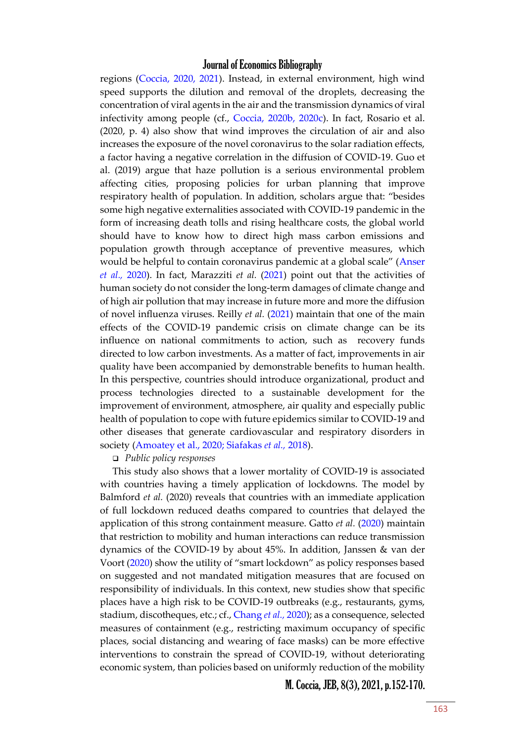regions (Coccia, 2020, 2021). Instead, in external environment, high wind speed supports the dilution and removal of the droplets, decreasing the concentration of viral agents in the air and the transmission dynamics of viral infectivity among people (cf., Coccia, 2020b, 2020c). In fact, Rosario et al. (2020, p. 4) also show that wind improves the circulation of air and also increases the exposure of the novel coronavirus to the solar radiation effects, a factor having a negative correlation in the diffusion of COVID-19. Guo et al. (2019) argue that haze pollution is a serious environmental problem affecting cities, proposing policies for urban planning that improve respiratory health of population. In addition, scholars argue that: "besides some high negative externalities associated with COVID-19 pandemic in the form of increasing death tolls and rising healthcare costs, the global world should have to know how to direct high mass carbon emissions and population growth through acceptance of preventive measures, which would be helpful to contain coronavirus pandemic at a global scale" (Anser *et al.*, 2020). In fact, Marazziti *et al.* (2021) point out that the activities of human society do not consider the long-term damages of climate change and of high air pollution that may increase in future more and more the diffusion of novel influenza viruses. Reilly *et al.* (2021) maintain that one of the main effects of the COVID-19 pandemic crisis on climate change can be its influence on national commitments to action, such as recovery funds directed to low carbon investments. As a matter of fact, improvements in air quality have been accompanied by demonstrable benefits to human health. In this perspective, countries should introduce organizational, product and process technologies directed to a sustainable development for the improvement of environment, atmosphere, air quality and especially public health of population to cope with future epidemics similar to COVID-19 and other diseases that generate cardiovascular and respiratory disorders in society (Amoatey et al., 2020; Siafakas *et al.*, 2018).

- *Public policy responses*

This study also shows that a lower mortality of COVID-19 is associated with countries having a timely application of lockdowns. The model by Balmford *et al.* (2020) reveals that countries with an immediate application of full lockdown reduced deaths compared to countries that delayed the application of this strong containment measure. Gatto *et al.* (2020) maintain that restriction to mobility and human interactions can reduce transmission dynamics of the COVID-19 by about 45%. In addition, Janssen & van der Voort (2020) show the utility of "smart lockdown" as policy responses based on suggested and not mandated mitigation measures that are focused on responsibility of individuals. In this context, new studies show that specific places have a high risk to be COVID-19 outbreaks (e.g., restaurants, gyms, stadium, discotheques, etc.; cf., Chang *et al.*, 2020); as a consequence, selected measures of containment (e.g., restricting maximum occupancy of specific places, social distancing and wearing of face masks) can be more effective interventions to constrain the spread of COVID-19, without deteriorating economic system, than policies based on uniformly reduction of the mobility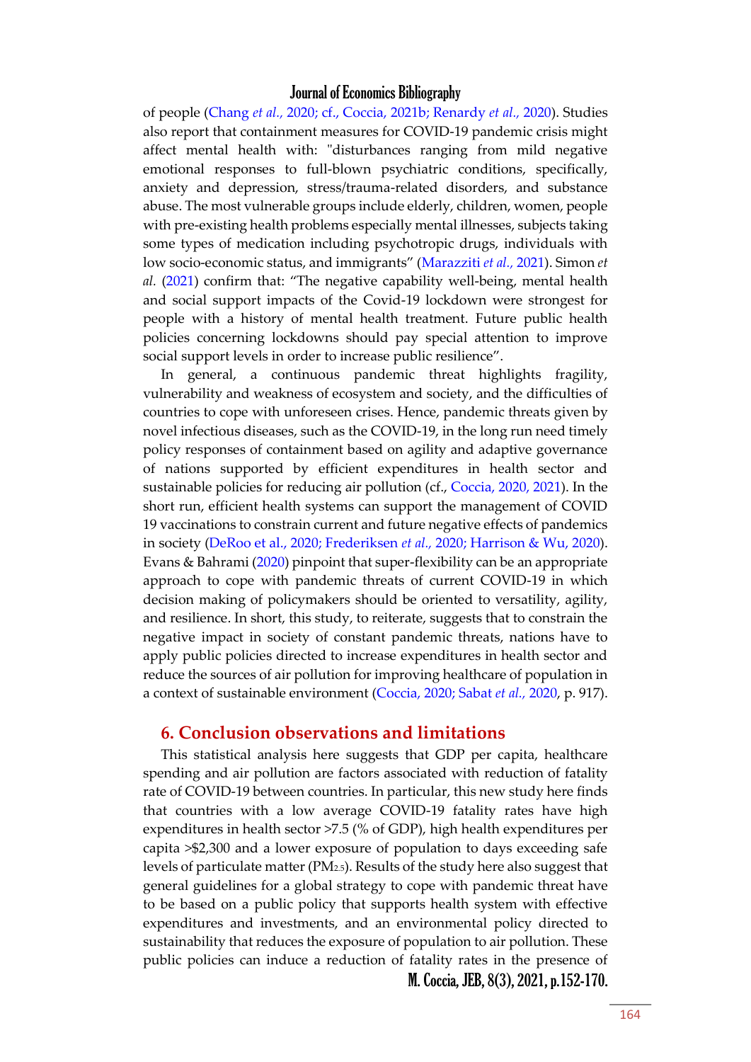of people (Chang *et al.*, 2020; cf., Coccia, 2021b; Renardy *et al.*, 2020). Studies also report that containment measures for COVID-19 pandemic crisis might affect mental health with: "disturbances ranging from mild negative emotional responses to full-blown psychiatric conditions, specifically, anxiety and depression, stress/trauma-related disorders, and substance abuse. The most vulnerable groups include elderly, children, women, people with pre-existing health problems especially mental illnesses, subjects taking some types of medication including psychotropic drugs, individuals with low socio-economic status, and immigrants" (Marazziti *et al.*, 2021). Simon *et al.* (2021) confirm that: "The negative capability well-being, mental health and social support impacts of the Covid-19 lockdown were strongest for people with a history of mental health treatment. Future public health policies concerning lockdowns should pay special attention to improve social support levels in order to increase public resilience".

In general, a continuous pandemic threat highlights fragility, vulnerability and weakness of ecosystem and society, and the difficulties of countries to cope with unforeseen crises. Hence, pandemic threats given by novel infectious diseases, such as the COVID-19, in the long run need timely policy responses of containment based on agility and adaptive governance of nations supported by efficient expenditures in health sector and sustainable policies for reducing air pollution (cf., Coccia, 2020, 2021). In the short run, efficient health systems can support the management of COVID 19 vaccinations to constrain current and future negative effects of pandemics in society (DeRoo et al., 2020; Frederiksen *et al.*, 2020; Harrison & Wu, 2020). Evans & Bahrami (2020) pinpoint that super-flexibility can be an appropriate approach to cope with pandemic threats of current COVID-19 in which decision making of policymakers should be oriented to versatility, agility, and resilience. In short, this study, to reiterate, suggests that to constrain the negative impact in society of constant pandemic threats, nations have to apply public policies directed to increase expenditures in health sector and reduce the sources of air pollution for improving healthcare of population in a context of sustainable environment (Coccia, 2020; Sabat *et al.*, 2020, p. 917).

## 6. Conclusion observations and limitations

This statistical analysis here suggests that GDP per capita, healthcare spending and air pollution are factors associated with reduction of fatality rate of COVID-19 between countries. In particular, this new study here finds that countries with a low average COVID-19 fatality rates have high expenditures in health sector >7.5 (% of GDP), high health expenditures per capita >$2,300 and a lower exposure of population to days exceeding safe levels of particulate matter ($PM_{2.5}$). Results of the study here also suggest that general guidelines for a global strategy to cope with pandemic threat have to be based on a public policy that supports health system with effective expenditures and investments, and an environmental policy directed to sustainability that reduces the exposure of population to air pollution. These public policies can induce a reduction of fatality rates in the presence of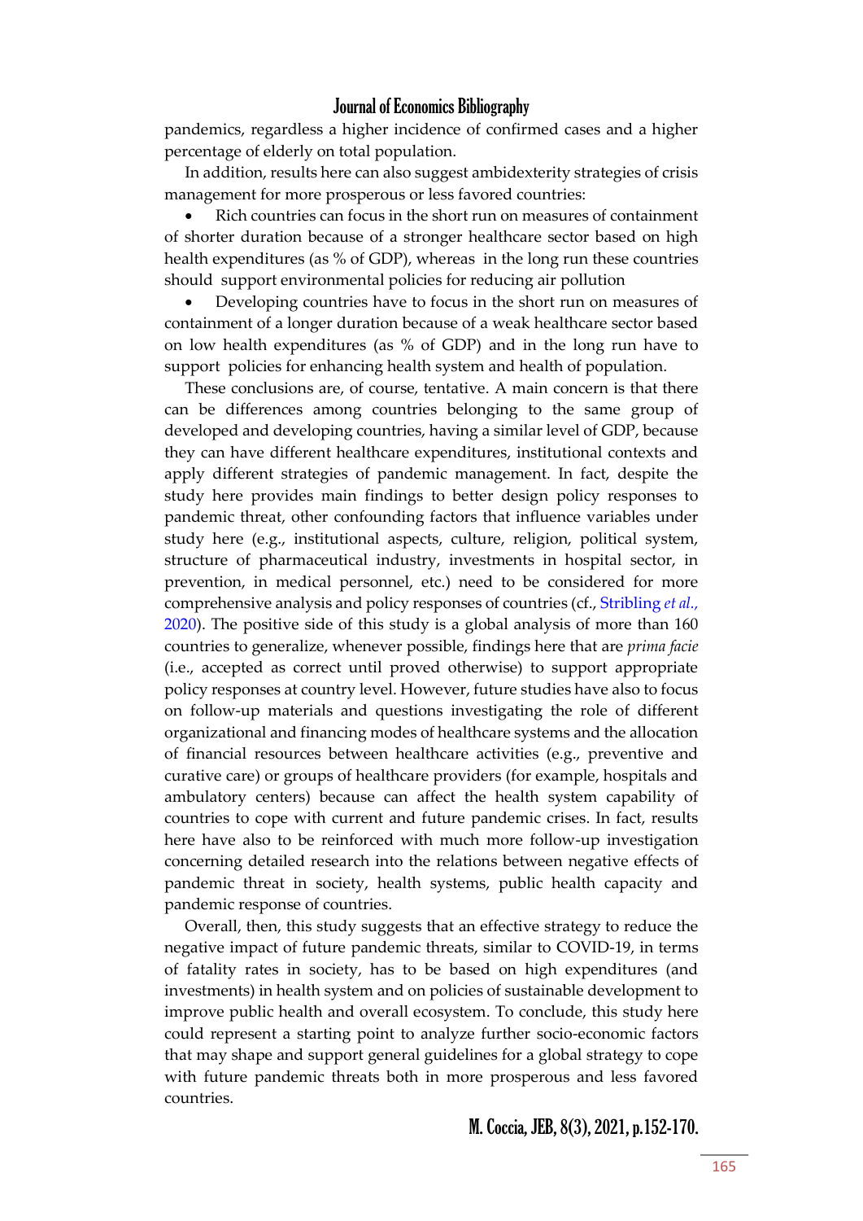pandemics, regardless a higher incidence of confirmed cases and a higher percentage of elderly on total population.

In addition, results here can also suggest ambidexterity strategies of crisis management for more prosperous or less favored countries:

- Rich countries can focus in the short run on measures of containment of shorter duration because of a stronger healthcare sector based on high health expenditures (as % of GDP), whereas in the long run these countries should support environmental policies for reducing air pollution
- Developing countries have to focus in the short run on measures of containment of a longer duration because of a weak healthcare sector based on low health expenditures (as % of GDP) and in the long run have to support policies for enhancing health system and health of population.

These conclusions are, of course, tentative. A main concern is that there can be differences among countries belonging to the same group of developed and developing countries, having a similar level of GDP, because they can have different healthcare expenditures, institutional contexts and apply different strategies of pandemic management. In fact, despite the study here provides main findings to better design policy responses to pandemic threat, other confounding factors that influence variables under study here (e.g., institutional aspects, culture, religion, political system, structure of pharmaceutical industry, investments in hospital sector, in prevention, in medical personnel, etc.) need to be considered for more comprehensive analysis and policy responses of countries (cf., Stribling *et al.,* 2020). The positive side of this study is a global analysis of more than 160 countries to generalize, whenever possible, findings here that are *prima facie* (i.e., accepted as correct until proved otherwise) to support appropriate policy responses at country level. However, future studies have also to focus on follow-up materials and questions investigating the role of different organizational and financing modes of healthcare systems and the allocation of financial resources between healthcare activities (e.g., preventive and curative care) or groups of healthcare providers (for example, hospitals and ambulatory centers) because can affect the health system capability of countries to cope with current and future pandemic crises. In fact, results here have also to be reinforced with much more follow-up investigation concerning detailed research into the relations between negative effects of pandemic threat in society, health systems, public health capacity and pandemic response of countries.

Overall, then, this study suggests that an effective strategy to reduce the negative impact of future pandemic threats, similar to COVID-19, in terms of fatality rates in society, has to be based on high expenditures (and investments) in health system and on policies of sustainable development to improve public health and overall ecosystem. To conclude, this study here could represent a starting point to analyze further socio-economic factors that may shape and support general guidelines for a global strategy to cope with future pandemic threats both in more prosperous and less favored countries.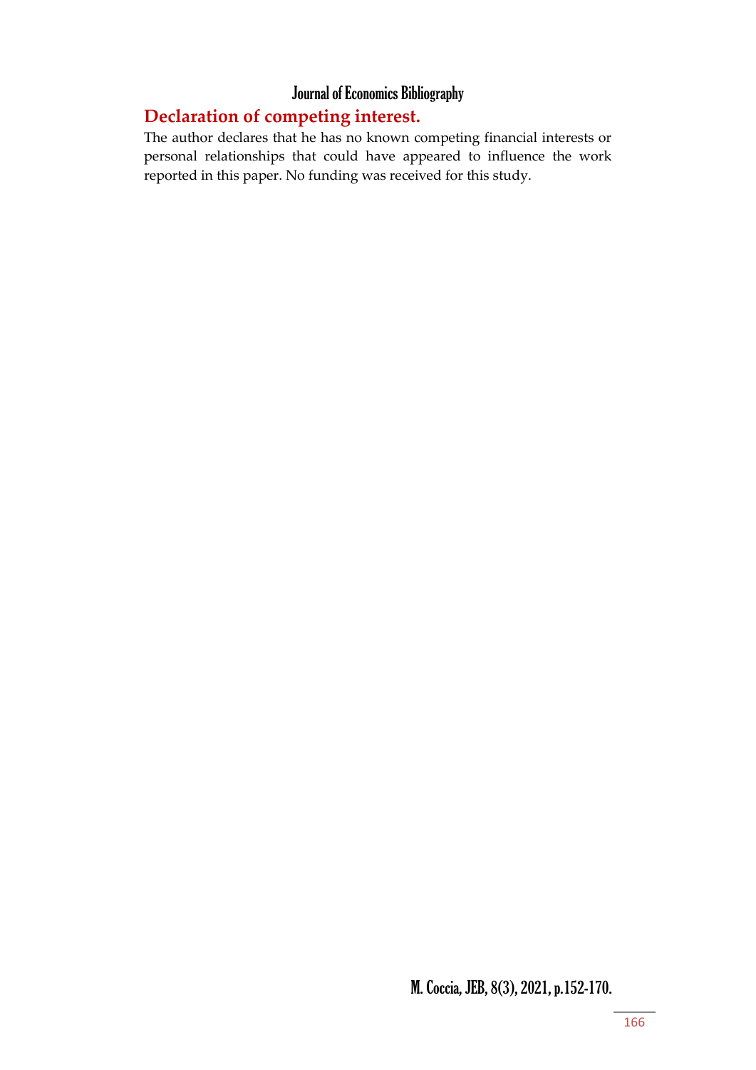## Declaration of competing interest.

The author declares that he has no known competing financial interests or personal relationships that could have appeared to influence the work reported in this paper. No funding was received for this study.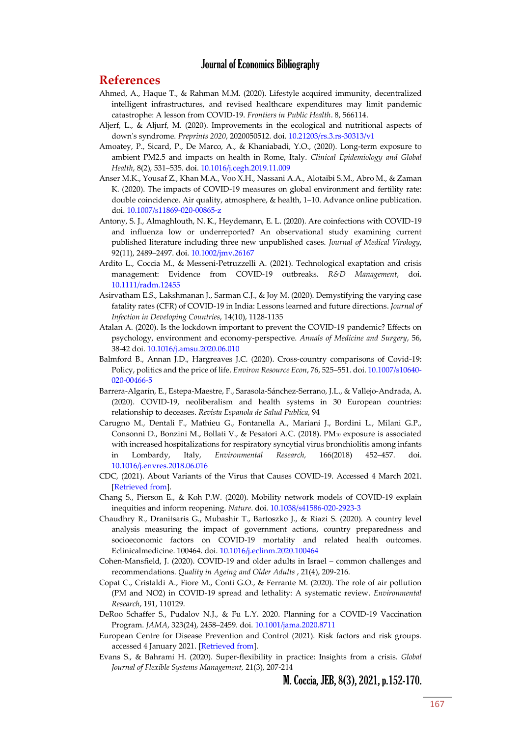## References

Ahmed, A., Haque T., & Rahman M.M. (2020). Lifestyle acquired immunity, decentralized intelligent infrastructures, and revised healthcare expenditures may limit pandemic catastrophe: A lesson from COVID-19. *Frontiers in Public Health*. 8, 566114.

Aljerf, L., & Aljurf, M. (2020). Improvements in the ecological and nutritional aspects of down's syndrome. *Preprints 2020*, 2020050512. doi. 10.21203/rs.3.rs-30313/v1

Amoatey, P., Sicard, P., De Marco, A., & Khaniabadi, Y.O., (2020). Long-term exposure to ambient PM2.5 and impacts on health in Rome, Italy. *Clinical Epidemiology and Global Health*, 8(2), 531–535. doi. 10.1016/j.cegh.2019.11.009

Anser M.K., Yousaf Z., Khan M.A., Voo X.H., Nassani A.A., Alotaibi S.M., Abro M., & Zaman K. (2020). The impacts of COVID-19 measures on global environment and fertility rate: double coincidence. Air quality, atmosphere, & health, 1–10. Advance online publication. doi. 10.1007/s11869-020-00865-z

Antony, S. J., Almaghlouth, N. K., Heydemann, E. L. (2020). Are coinfections with COVID-19 and influenza low or underreported? An observational study examining current published literature including three new unpublished cases. *Journal of Medical Virology*, 92(11), 2489–2497. doi. 10.1002/jmv.26167

Ardito L., Coccia M., & Messeni-Petruzzelli A. (2021). Technological exaptation and crisis management: Evidence from COVID-19 outbreaks. *R&D Management*, doi. 10.1111/radm.12455

Asirvatham E.S., Lakshmanan J., Sarman C.J., & Joy M. (2020). Demystifying the varying case fatality rates (CFR) of COVID-19 in India: Lessons learned and future directions. *Journal of Infection in Developing Countries*, 14(10), 1128-1135

Atalan A. (2020). Is the lockdown important to prevent the COVID-19 pandemic? Effects on psychology, environment and economy-perspective. *Annals of Medicine and Surgery*, 56, 38-42 doi. 10.1016/j.amsu.2020.06.010

Balmford B., Annan J.D., Hargreaves J.C. (2020). Cross-country comparisons of Covid-19: Policy, politics and the price of life. *Environ Resource Econ*, 76, 525–551. doi. 10.1007/s10640-020-00466-5

Barrera-Algarín, E., Estepa-Maestre, F., Sarasola-Sánchez-Serrano, J.L., & Vallejo-Andrada, A. (2020). COVID-19, neoliberalism and health systems in 30 European countries: relationship to deceases. *Revista Espanola de Salud Publica*, 94

Carugno M., Dentali F., Mathieu G., Fontanella A., Mariani J., Bordini L., Milani G.P., Consonni D., Bonzini M., Bollati V., & Pesatori A.C. (2018). $PM_{10}$ exposure is associated with increased hospitalizations for respiratory syncytial virus bronchiolitis among infants in Lombardy, Italy, *Environmental Research*, 166(2018) 452–457. doi. 10.1016/j.envres.2018.06.016

CDC, (2021). About Variants of the Virus that Causes COVID-19. Accessed 4 March 2021. [Retrieved from].

Chang S., Pierson E., & Koh P.W. (2020). Mobility network models of COVID-19 explain inequities and inform reopening. *Nature*. doi. 10.1038/s41586-020-2923-3

Chaudhry R., Dranitsaris G., Mubashir T., Bartoszko J., & Riazi S. (2020). A country level analysis measuring the impact of government actions, country preparedness and socioeconomic factors on COVID-19 mortality and related health outcomes. Eclinicalmedicine. 100464. doi. 10.1016/j.eclinm.2020.100464

Cohen-Mansfield, J. (2020). COVID-19 and older adults in Israel – common challenges and recommendations. *Quality in Ageing and Older Adults* , 21(4), 209-216.

Copat C., Cristaldi A., Fiore M., Conti G.O., & Ferrante M. (2020). The role of air pollution (PM and NO2) in COVID-19 spread and lethality: A systematic review. *Environmental Research*, 191, 110129.

DeRoo Schaffer S., Pudalov N.J., & Fu L.Y. 2020. Planning for a COVID-19 Vaccination Program. *JAMA*, 323(24), 2458–2459. doi. 10.1001/jama.2020.8711

European Centre for Disease Prevention and Control (2021). Risk factors and risk groups. accessed 4 January 2021. [Retrieved from].

Evans S., & Bahrami H. (2020). Super-flexibility in practice: Insights from a crisis. *Global Journal of Flexible Systems Management*, 21(3), 207-214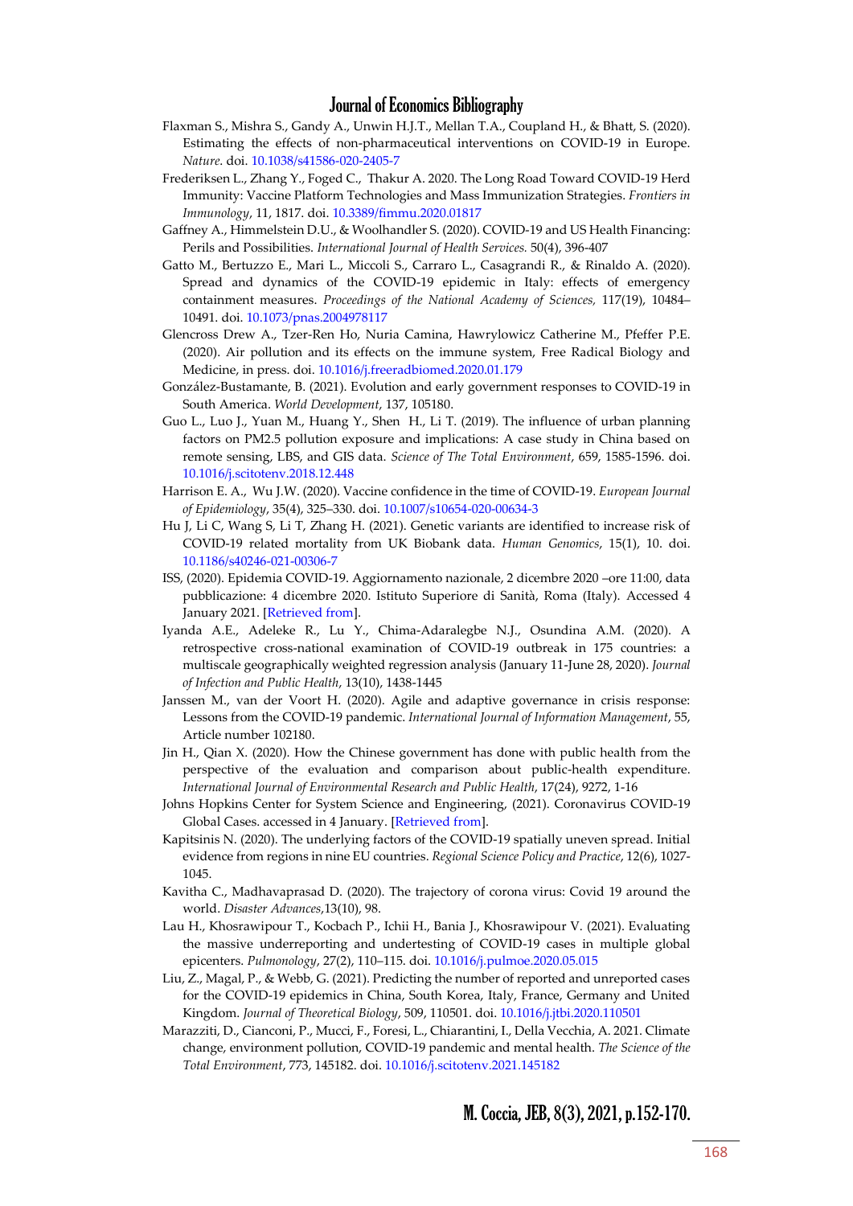Flaxman S., Mishra S., Gandy A., Unwin H.J.T., Mellan T.A., Coupland H., & Bhatt, S. (2020). Estimating the effects of non-pharmaceutical interventions on COVID-19 in Europe. *Nature*. doi. 10.1038/s41586-020-2405-7

Frederiksen L., Zhang Y., Foged C., Thakur A. 2020. The Long Road Toward COVID-19 Herd Immunity: Vaccine Platform Technologies and Mass Immunization Strategies. *Frontiers in Immunology*, 11, 1817. doi. 10.3389/fimmu.2020.01817

Gaffney A., Himmelstein D.U., & Woolhandler S. (2020). COVID-19 and US Health Financing: Perils and Possibilities. *International Journal of Health Services.* 50(4), 396-407

Gatto M., Bertuzzo E., Mari L., Miccoli S., Carraro L., Casagrandi R., & Rinaldo A. (2020). Spread and dynamics of the COVID-19 epidemic in Italy: effects of emergency containment measures. *Proceedings of the National Academy of Sciences,* 117(19), 10484–10491. doi. 10.1073/pnas.2004978117

Glencross Drew A., Tzer-Ren Ho, Nuria Camina, Hawrylowicz Catherine M., Pfeffer P.E. (2020). Air pollution and its effects on the immune system, Free Radical Biology and Medicine, in press. doi. 10.1016/j.freeradbiomed.2020.01.179

González-Bustamante, B. (2021). Evolution and early government responses to COVID-19 in South America. *World Development*, 137, 105180.

Guo L., Luo J., Yuan M., Huang Y., Shen H., Li T. (2019). The influence of urban planning factors on PM2.5 pollution exposure and implications: A case study in China based on remote sensing, LBS, and GIS data. *Science of The Total Environment*, 659, 1585-1596. doi. 10.1016/j.scitotenv.2018.12.448

Harrison E. A., Wu J.W. (2020). Vaccine confidence in the time of COVID-19. *European Journal of Epidemiology*, 35(4), 325–330. doi. 10.1007/s10654-020-00634-3

Hu J, Li C, Wang S, Li T, Zhang H. (2021). Genetic variants are identified to increase risk of COVID-19 related mortality from UK Biobank data. *Human Genomics*, 15(1), 10. doi. 10.1186/s40246-021-00306-7

ISS, (2020). Epidemia COVID-19. Aggiornamento nazionale, 2 dicembre 2020 –ore 11:00, data pubblicazione: 4 dicembre 2020. Istituto Superiore di Sanità, Roma (Italy). Accessed 4 January 2021. [Retrieved from].

Iyanda A.E., Adeleke R., Lu Y., Chima-Adaralegbe N.J., Osundina A.M. (2020). A retrospective cross-national examination of COVID-19 outbreak in 175 countries: a multiscale geographically weighted regression analysis (January 11-June 28, 2020). *Journal of Infection and Public Health*, 13(10), 1438-1445

Janssen M., van der Voort H. (2020). Agile and adaptive governance in crisis response: Lessons from the COVID-19 pandemic. *International Journal of Information Management*, 55, Article number 102180.

Jin H., Qian X. (2020). How the Chinese government has done with public health from the perspective of the evaluation and comparison about public-health expenditure. *International Journal of Environmental Research and Public Health*, 17(24), 9272, 1-16

Johns Hopkins Center for System Science and Engineering, (2021). Coronavirus COVID-19 Global Cases. accessed in 4 January. [Retrieved from].

Kapitsinis N. (2020). The underlying factors of the COVID-19 spatially uneven spread. Initial evidence from regions in nine EU countries. *Regional Science Policy and Practice*, 12(6), 1027-1045.

Kavitha C., Madhavaprasad D. (2020). The trajectory of corona virus: Covid 19 around the world. *Disaster Advances*,13(10), 98.

Lau H., Khosrawipour T., Kocbach P., Ichii H., Bania J., Khosrawipour V. (2021). Evaluating the massive underreporting and undertesting of COVID-19 cases in multiple global epicenters. *Pulmonology*, 27(2), 110–115. doi. 10.1016/j.pulmoe.2020.05.015

Liu, Z., Magal, P., & Webb, G. (2021). Predicting the number of reported and unreported cases for the COVID-19 epidemics in China, South Korea, Italy, France, Germany and United Kingdom. *Journal of Theoretical Biology*, 509, 110501. doi. 10.1016/j.jtbi.2020.110501

Marazziti, D., Cianconi, P., Mucci, F., Foresi, L., Chiarantini, I., Della Vecchia, A. 2021. Climate change, environment pollution, COVID-19 pandemic and mental health. *The Science of the Total Environment*, 773, 145182. doi. 10.1016/j.scitotenv.2021.145182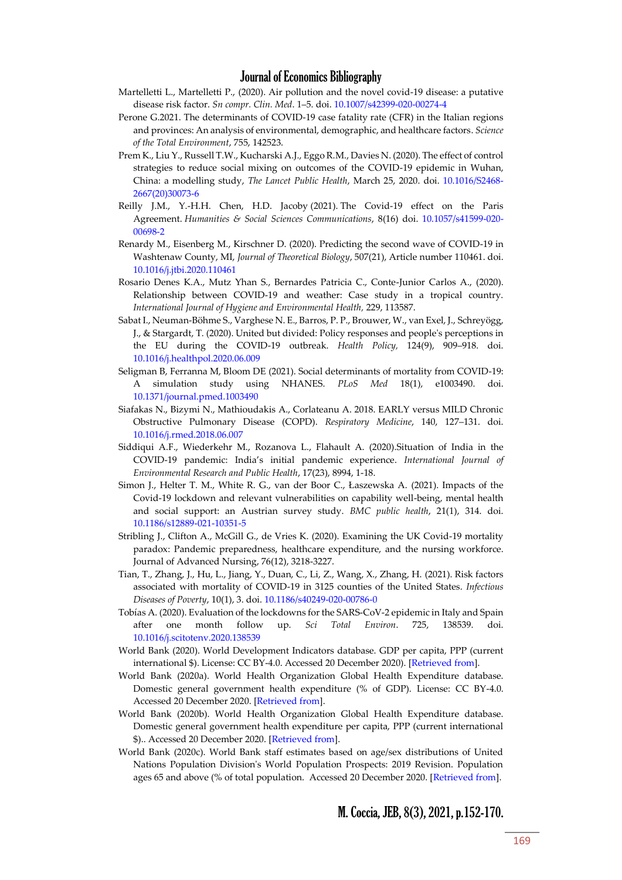Martelletti L., Martelletti P., (2020). Air pollution and the novel covid-19 disease: a putative disease risk factor. *Sn compr. Clin. Med*. 1–5. doi. 10.1007/s42399-020-00274-4

Perone G.2021. The determinants of COVID-19 case fatality rate (CFR) in the Italian regions and provinces: An analysis of environmental, demographic, and healthcare factors. *Science of the Total Environment*, 755, 142523.

Prem K., Liu Y., Russell T.W., Kucharski A.J., Eggo R.M., Davies N. (2020). The effect of control strategies to reduce social mixing on outcomes of the COVID-19 epidemic in Wuhan, China: a modelling study, *The Lancet Public Health*, March 25, 2020. doi. 10.1016/S2468-2667(20)30073-6

Reilly J.M., Y.-H.H. Chen, H.D. Jacoby (2021). The Covid-19 effect on the Paris Agreement. *Humanities & Social Sciences Communications*, 8(16) doi. 10.1057/s41599-020-00698-2

Renardy M., Eisenberg M., Kirschner D. (2020). Predicting the second wave of COVID-19 in Washtenaw County, MI, *Journal of Theoretical Biology*, 507(21), Article number 110461. doi. 10.1016/j.jtbi.2020.110461

Rosario Denes K.A., Mutz Yhan S., Bernardes Patricia C., Conte-Junior Carlos A., (2020). Relationship between COVID-19 and weather: Case study in a tropical country. *International Journal of Hygiene and Environmental Health,* 229, 113587.

Sabat I., Neuman-Böhme S., Varghese N. E., Barros, P. P., Brouwer, W., van Exel, J., Schreyögg, J., & Stargardt, T. (2020). United but divided: Policy responses and people's perceptions in the EU during the COVID-19 outbreak. *Health Policy,* 124(9), 909–918. doi. 10.1016/j.healthpol.2020.06.009

Seligman B, Ferranna M, Bloom DE (2021). Social determinants of mortality from COVID-19: A simulation study using NHANES. *PLoS Med* 18(1), e1003490. doi. 10.1371/journal.pmed.1003490

Siafakas N., Bizymi N., Mathioudakis A., Corlateanu A. 2018. EARLY versus MILD Chronic Obstructive Pulmonary Disease (COPD). *Respiratory Medicine*, 140, 127–131. doi. 10.1016/j.rmed.2018.06.007

Siddiqui A.F., Wiederkehr M., Rozanova L., Flahault A. (2020).Situation of India in the COVID-19 pandemic: India's initial pandemic experience. *International Journal of Environmental Research and Public Health*, 17(23), 8994, 1-18.

Simon J., Helter T. M., White R. G., van der Boor C., Łaszewska A. (2021). Impacts of the Covid-19 lockdown and relevant vulnerabilities on capability well-being, mental health and social support: an Austrian survey study. *BMC public health*, 21(1), 314. doi. 10.1186/s12889-021-10351-5

Stribling J., Clifton A., McGill G., de Vries K. (2020). Examining the UK Covid-19 mortality paradox: Pandemic preparedness, healthcare expenditure, and the nursing workforce. Journal of Advanced Nursing, 76(12), 3218-3227.

Tian, T., Zhang, J., Hu, L., Jiang, Y., Duan, C., Li, Z., Wang, X., Zhang, H. (2021). Risk factors associated with mortality of COVID-19 in 3125 counties of the United States. *Infectious Diseases of Poverty*, 10(1), 3. doi. 10.1186/s40249-020-00786-0

Tobías A. (2020). Evaluation of the lockdowns for the SARS-CoV-2 epidemic in Italy and Spain after one month follow up. *Sci Total Environ*. 725, 138539. doi. 10.1016/j.scitotenv.2020.138539

World Bank (2020). World Development Indicators database. GDP per capita, PPP (current international $). License: CC BY-4.0. Accessed 20 December 2020). [Retrieved from].

World Bank (2020a). World Health Organization Global Health Expenditure database. Domestic general government health expenditure (% of GDP). License: CC BY-4.0. Accessed 20 December 2020. [Retrieved from].

World Bank (2020b). World Health Organization Global Health Expenditure database. Domestic general government health expenditure per capita, PPP (current international $).. Accessed 20 December 2020. [Retrieved from].

World Bank (2020c). World Bank staff estimates based on age/sex distributions of United Nations Population Division's World Population Prospects: 2019 Revision. Population ages 65 and above (% of total population. Accessed 20 December 2020. [Retrieved from].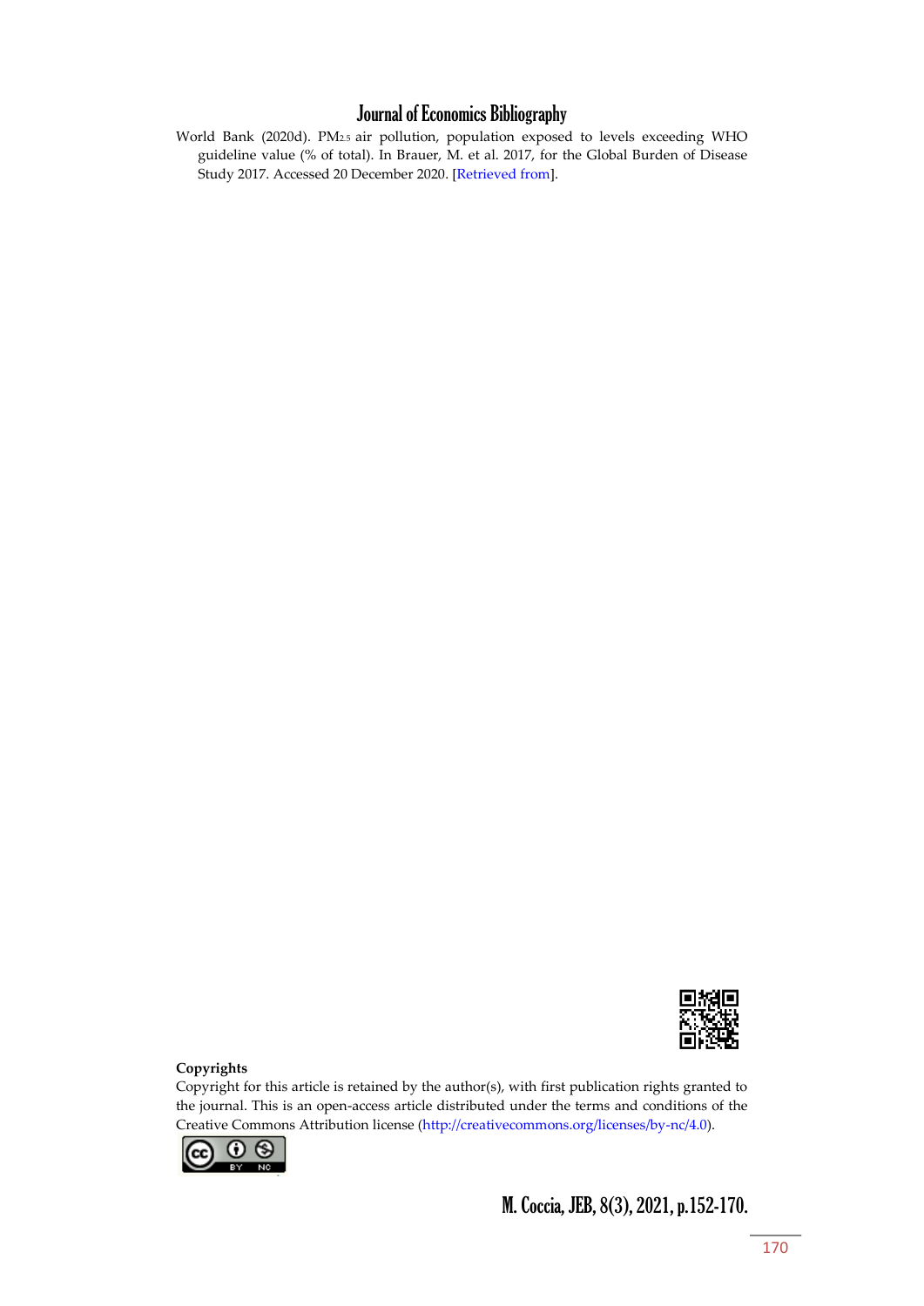World Bank (2020d). $PM_{2.5}$ air pollution, population exposed to levels exceeding WHO guideline value (% of total). In Brauer, M. et al. 2017, for the Global Burden of Disease Study 2017. Accessed 20 December 2020. [Retrieved from].

**Copyrights**

Copyright for this article is retained by the author(s), with first publication rights granted to the journal. This is an open-access article distributed under the terms and conditions of the Creative Commons Attribution license (http://creativecommons.org/licenses/by-nc/4.0).